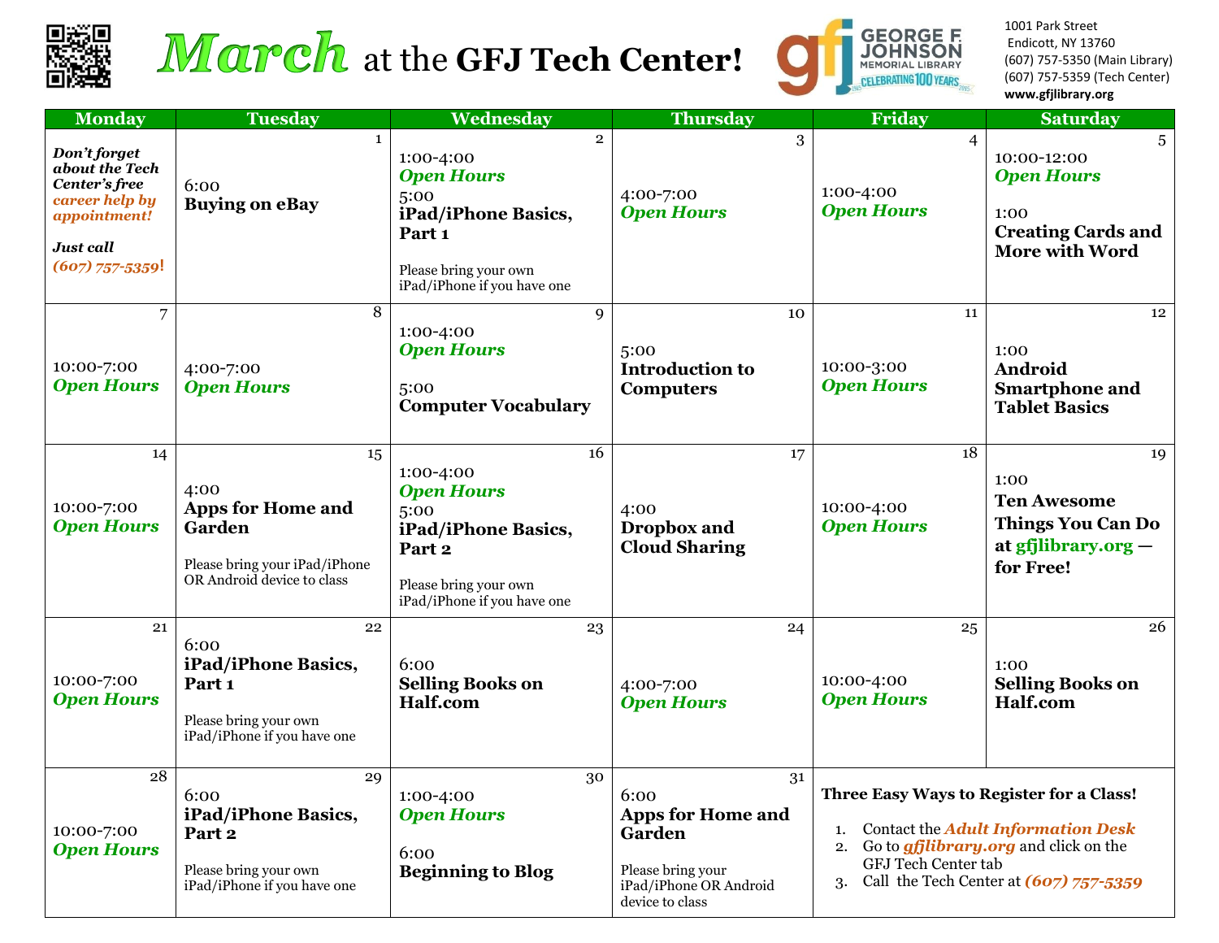# March at the GFJ Tech Center!

GEORGE F. JOHNSON MEMORIAL LIBRARY — CELEBRATING 100 YEARS

1001 Park Street
Endicott, NY 13760
(607) 757-5350 (Main Library)
(607) 757-5359 (Tech Center)
**www.gfjlibrary.org**

| Monday | Tuesday | Wednesday | Thursday | Friday | Saturday |
| --- | --- | --- | --- | --- | --- |
| ***Don't forget about the Tech Center's free career help by appointment!*** ***Just call (607) 757-5359!*** | 1 — 6:00 **Buying on eBay** | 2 — 1:00-4:00 ***Open Hours*** 5:00 **iPad/iPhone Basics, Part 1** Please bring your own iPad/iPhone if you have one | 3 — 4:00-7:00 ***Open Hours*** | 4 — 1:00-4:00 ***Open Hours*** | 5 — 10:00-12:00 ***Open Hours*** 1:00 **Creating Cards and More with Word** |
| 7 — 10:00-7:00 ***Open Hours*** | 8 — 4:00-7:00 ***Open Hours*** | 9 — 1:00-4:00 ***Open Hours*** 5:00 **Computer Vocabulary** | 10 — 5:00 **Introduction to Computers** | 11 — 10:00-3:00 ***Open Hours*** | 12 — 1:00 **Android Smartphone and Tablet Basics** |
| 14 — 10:00-7:00 ***Open Hours*** | 15 — 4:00 **Apps for Home and Garden** Please bring your iPad/iPhone OR Android device to class | 16 — 1:00-4:00 ***Open Hours*** 5:00 **iPad/iPhone Basics, Part 2** Please bring your own iPad/iPhone if you have one | 17 — 4:00 **Dropbox and Cloud Sharing** | 18 — 10:00-4:00 ***Open Hours*** | 19 — 1:00 **Ten Awesome Things You Can Do at gfjlibrary.org — for Free!** |
| 21 — 10:00-7:00 ***Open Hours*** | 22 — 6:00 **iPad/iPhone Basics, Part 1** Please bring your own iPad/iPhone if you have one | 23 — 6:00 **Selling Books on Half.com** | 24 — 4:00-7:00 ***Open Hours*** | 25 — 10:00-4:00 ***Open Hours*** | 26 — 1:00 **Selling Books on Half.com** |
| 28 — 10:00-7:00 ***Open Hours*** | 29 — 6:00 **iPad/iPhone Basics, Part 2** Please bring your own iPad/iPhone if you have one | 30 — 1:00-4:00 ***Open Hours*** 6:00 **Beginning to Blog** | 31 — 6:00 **Apps for Home and Garden** Please bring your iPad/iPhone OR Android device to class | **Three Easy Ways to Register for a Class!** 1. Contact the ***Adult Information Desk*** 2. Go to ***gfjlibrary.org*** and click on the GFJ Tech Center tab 3. Call the Tech Center at ***(607) 757-5359*** | |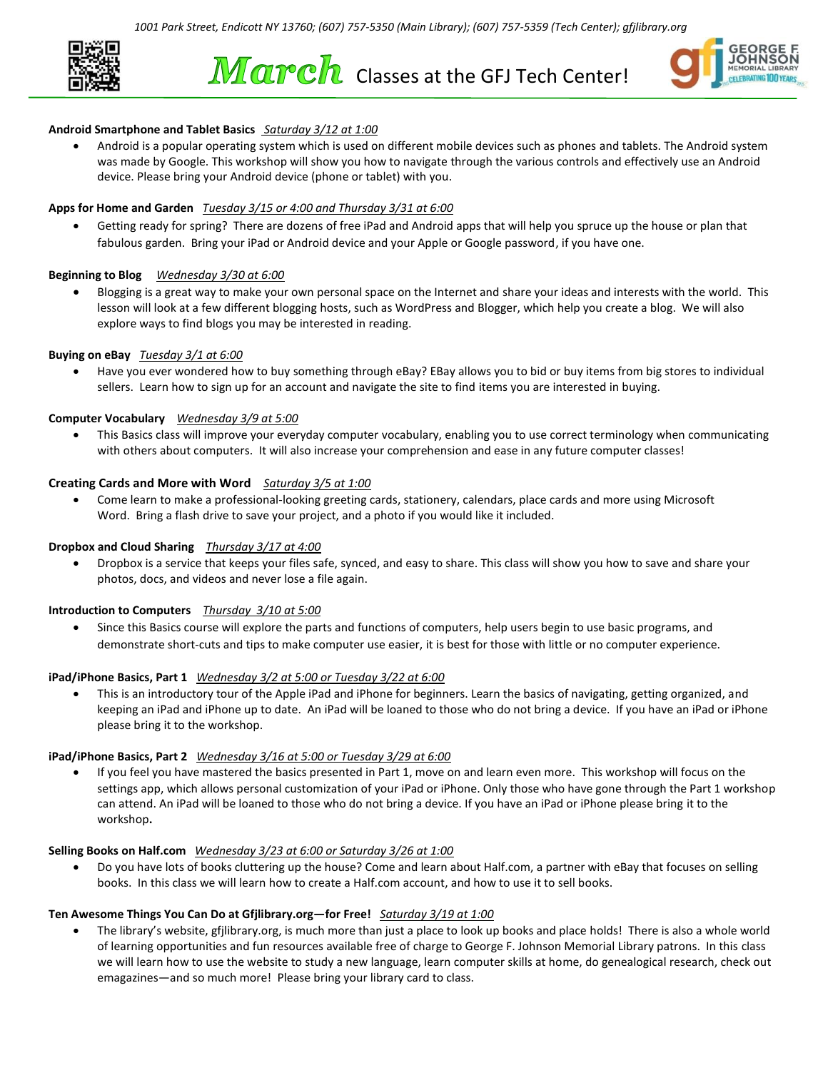1001 Park Street, Endicott NY 13760; (607) 757-5350 (Main Library); (607) 757-5359 (Tech Center); gfjlibrary.org

# *March* Classes at the GFJ Tech Center!

**Android Smartphone and Tablet Basics** *Saturday 3/12 at 1:00*

- Android is a popular operating system which is used on different mobile devices such as phones and tablets. The Android system was made by Google. This workshop will show you how to navigate through the various controls and effectively use an Android device. Please bring your Android device (phone or tablet) with you.

**Apps for Home and Garden** *Tuesday 3/15 or 4:00 and Thursday 3/31 at 6:00*

- Getting ready for spring? There are dozens of free iPad and Android apps that will help you spruce up the house or plan that fabulous garden. Bring your iPad or Android device and your Apple or Google password, if you have one.

**Beginning to Blog** *Wednesday 3/30 at 6:00*

- Blogging is a great way to make your own personal space on the Internet and share your ideas and interests with the world. This lesson will look at a few different blogging hosts, such as WordPress and Blogger, which help you create a blog. We will also explore ways to find blogs you may be interested in reading.

**Buying on eBay** *Tuesday 3/1 at 6:00*

- Have you ever wondered how to buy something through eBay? EBay allows you to bid or buy items from big stores to individual sellers. Learn how to sign up for an account and navigate the site to find items you are interested in buying.

**Computer Vocabulary** *Wednesday 3/9 at 5:00*

- This Basics class will improve your everyday computer vocabulary, enabling you to use correct terminology when communicating with others about computers. It will also increase your comprehension and ease in any future computer classes!

**Creating Cards and More with Word** *Saturday 3/5 at 1:00*

- Come learn to make a professional-looking greeting cards, stationery, calendars, place cards and more using Microsoft Word. Bring a flash drive to save your project, and a photo if you would like it included.

**Dropbox and Cloud Sharing** *Thursday 3/17 at 4:00*

- Dropbox is a service that keeps your files safe, synced, and easy to share. This class will show you how to save and share your photos, docs, and videos and never lose a file again.

**Introduction to Computers** *Thursday 3/10 at 5:00*

- Since this Basics course will explore the parts and functions of computers, help users begin to use basic programs, and demonstrate short-cuts and tips to make computer use easier, it is best for those with little or no computer experience.

**iPad/iPhone Basics, Part 1** *Wednesday 3/2 at 5:00 or Tuesday 3/22 at 6:00*

- This is an introductory tour of the Apple iPad and iPhone for beginners. Learn the basics of navigating, getting organized, and keeping an iPad and iPhone up to date. An iPad will be loaned to those who do not bring a device. If you have an iPad or iPhone please bring it to the workshop.

**iPad/iPhone Basics, Part 2** *Wednesday 3/16 at 5:00 or Tuesday 3/29 at 6:00*

- If you feel you have mastered the basics presented in Part 1, move on and learn even more. This workshop will focus on the settings app, which allows personal customization of your iPad or iPhone. Only those who have gone through the Part 1 workshop can attend. An iPad will be loaned to those who do not bring a device. If you have an iPad or iPhone please bring it to the workshop**.**

**Selling Books on Half.com** *Wednesday 3/23 at 6:00 or Saturday 3/26 at 1:00*

- Do you have lots of books cluttering up the house? Come and learn about Half.com, a partner with eBay that focuses on selling books. In this class we will learn how to create a Half.com account, and how to use it to sell books.

**Ten Awesome Things You Can Do at Gfjlibrary.org—for Free!** *Saturday 3/19 at 1:00*

- The library's website, gfjlibrary.org, is much more than just a place to look up books and place holds! There is also a whole world of learning opportunities and fun resources available free of charge to George F. Johnson Memorial Library patrons. In this class we will learn how to use the website to study a new language, learn computer skills at home, do genealogical research, check out emagazines—and so much more! Please bring your library card to class.